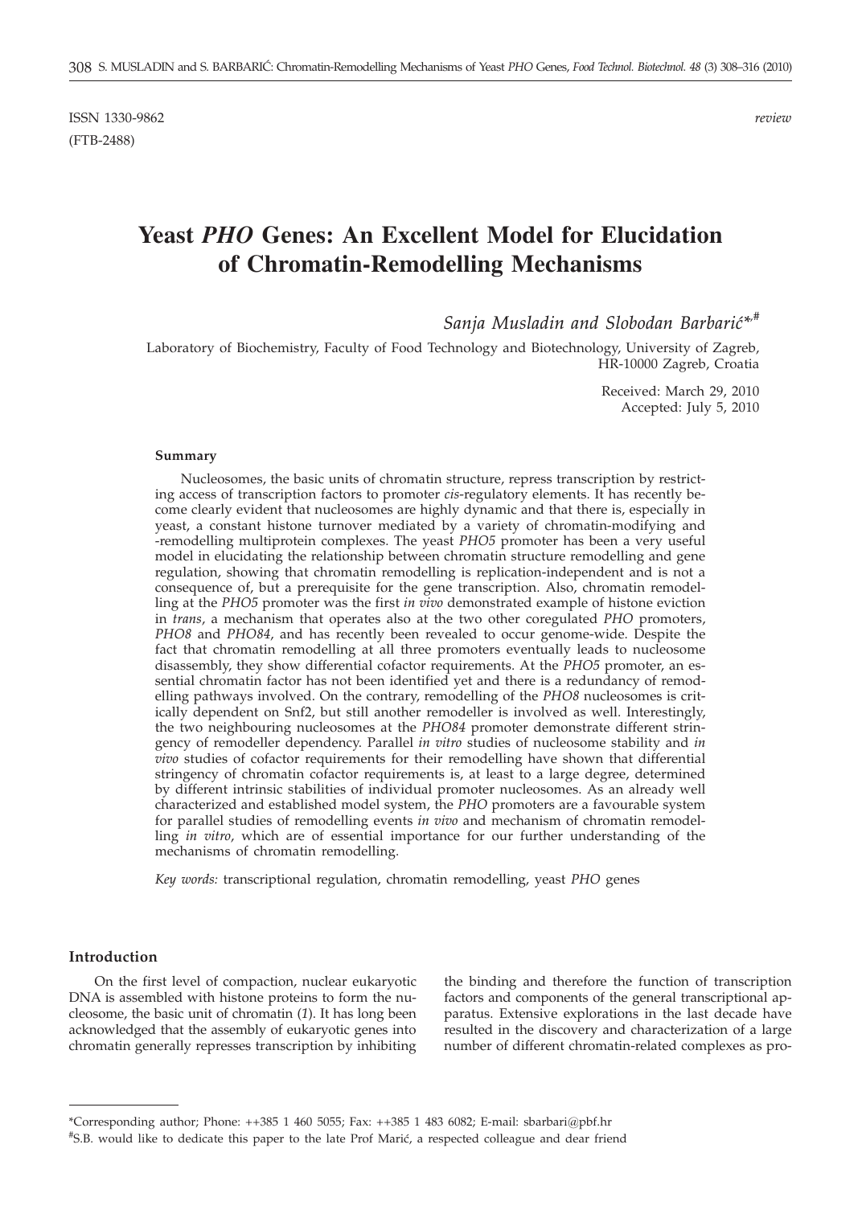ISSN 1330-9862 *review*

(FTB-2488)

# Yeast *PHO* Genes: An Excellent Model for Elucidation of Chromatin-Remodelling Mechanisms

*Sanja Musladin and Slobodan Barbarić*[*,#]

Laboratory of Biochemistry, Faculty of Food Technology and Biotechnology, University of Zagreb, HR-10000 Zagreb, Croatia

Received: March 29, 2010
Accepted: July 5, 2010

### Summary

Nucleosomes, the basic units of chromatin structure, repress transcription by restricting access of transcription factors to promoter *cis*-regulatory elements. It has recently become clearly evident that nucleosomes are highly dynamic and that there is, especially in yeast, a constant histone turnover mediated by a variety of chromatin-modifying and -remodelling multiprotein complexes. The yeast *PHO5* promoter has been a very useful model in elucidating the relationship between chromatin structure remodelling and gene regulation, showing that chromatin remodelling is replication-independent and is not a consequence of, but a prerequisite for the gene transcription. Also, chromatin remodelling at the *PHO5* promoter was the first *in vivo* demonstrated example of histone eviction in *trans*, a mechanism that operates also at the two other coregulated *PHO* promoters, *PHO8* and *PHO84*, and has recently been revealed to occur genome-wide. Despite the fact that chromatin remodelling at all three promoters eventually leads to nucleosome disassembly, they show differential cofactor requirements. At the *PHO5* promoter, an essential chromatin factor has not been identified yet and there is a redundancy of remodelling pathways involved. On the contrary, remodelling of the *PHO8* nucleosomes is critically dependent on Snf2, but still another remodeller is involved as well. Interestingly, the two neighbouring nucleosomes at the *PHO84* promoter demonstrate different stringency of remodeller dependency. Parallel *in vitro* studies of nucleosome stability and *in vivo* studies of cofactor requirements for their remodelling have shown that differential stringency of chromatin cofactor requirements is, at least to a large degree, determined by different intrinsic stabilities of individual promoter nucleosomes. As an already well characterized and established model system, the *PHO* promoters are a favourable system for parallel studies of remodelling events *in vivo* and mechanism of chromatin remodelling *in vitro*, which are of essential importance for our further understanding of the mechanisms of chromatin remodelling.

*Key words:* transcriptional regulation, chromatin remodelling, yeast *PHO* genes

### Introduction

On the first level of compaction, nuclear eukaryotic DNA is assembled with histone proteins to form the nucleosome, the basic unit of chromatin (*1*). It has long been acknowledged that the assembly of eukaryotic genes into chromatin generally represses transcription by inhibiting the binding and therefore the function of transcription factors and components of the general transcriptional apparatus. Extensive explorations in the last decade have resulted in the discovery and characterization of a large number of different chromatin-related complexes as pro-

---

*Corresponding author; Phone: ++385 1 460 5055; Fax: ++385 1 483 6082; E-mail: sbarbari@pbf.hr

#S.B. would like to dedicate this paper to the late Prof Marić, a respected colleague and dear friend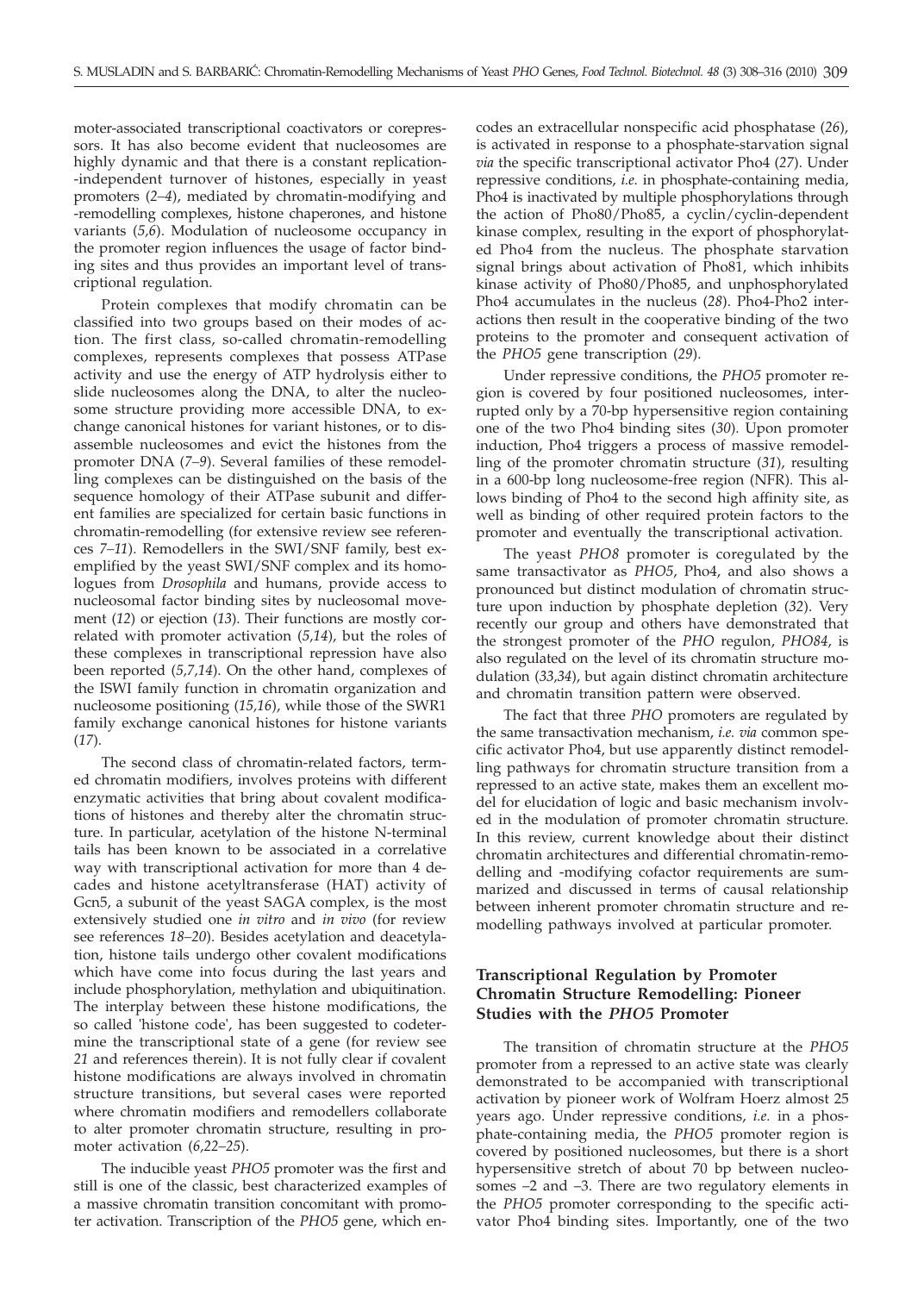moter-associated transcriptional coactivators or corepressors. It has also become evident that nucleosomes are highly dynamic and that there is a constant replication-independent turnover of histones, especially in yeast promoters (*2–4*), mediated by chromatin-modifying and -remodelling complexes, histone chaperones, and histone variants (*5,6*). Modulation of nucleosome occupancy in the promoter region influences the usage of factor binding sites and thus provides an important level of transcriptional regulation.

Protein complexes that modify chromatin can be classified into two groups based on their modes of action. The first class, so-called chromatin-remodelling complexes, represents complexes that possess ATPase activity and use the energy of ATP hydrolysis either to slide nucleosomes along the DNA, to alter the nucleosome structure providing more accessible DNA, to exchange canonical histones for variant histones, or to disassemble nucleosomes and evict the histones from the promoter DNA (*7–9*). Several families of these remodelling complexes can be distinguished on the basis of the sequence homology of their ATPase subunit and different families are specialized for certain basic functions in chromatin-remodelling (for extensive review see references *7–11*). Remodellers in the SWI/SNF family, best exemplified by the yeast SWI/SNF complex and its homologues from *Drosophila* and humans, provide access to nucleosomal factor binding sites by nucleosomal movement (*12*) or ejection (*13*). Their functions are mostly correlated with promoter activation (*5,14*), but the roles of these complexes in transcriptional repression have also been reported (*5,7,14*). On the other hand, complexes of the ISWI family function in chromatin organization and nucleosome positioning (*15,16*), while those of the SWR1 family exchange canonical histones for histone variants (*17*).

The second class of chromatin-related factors, termed chromatin modifiers, involves proteins with different enzymatic activities that bring about covalent modifications of histones and thereby alter the chromatin structure. In particular, acetylation of the histone N-terminal tails has been known to be associated in a correlative way with transcriptional activation for more than 4 decades and histone acetyltransferase (HAT) activity of Gcn5, a subunit of the yeast SAGA complex, is the most extensively studied one *in vitro* and *in vivo* (for review see references *18–20*). Besides acetylation and deacetylation, histone tails undergo other covalent modifications which have come into focus during the last years and include phosphorylation, methylation and ubiquitination. The interplay between these histone modifications, the so called 'histone code', has been suggested to codetermine the transcriptional state of a gene (for review see *21* and references therein). It is not fully clear if covalent histone modifications are always involved in chromatin structure transitions, but several cases were reported where chromatin modifiers and remodellers collaborate to alter promoter chromatin structure, resulting in promoter activation (*6,22–25*).

The inducible yeast *PHO5* promoter was the first and still is one of the classic, best characterized examples of a massive chromatin transition concomitant with promoter activation. Transcription of the *PHO5* gene, which encodes an extracellular nonspecific acid phosphatase (*26*), is activated in response to a phosphate-starvation signal *via* the specific transcriptional activator Pho4 (*27*). Under repressive conditions, *i.e.* in phosphate-containing media, Pho4 is inactivated by multiple phosphorylations through the action of Pho80/Pho85, a cyclin/cyclin-dependent kinase complex, resulting in the export of phosphorylated Pho4 from the nucleus. The phosphate starvation signal brings about activation of Pho81, which inhibits kinase activity of Pho80/Pho85, and unphosphorylated Pho4 accumulates in the nucleus (*28*). Pho4-Pho2 interactions then result in the cooperative binding of the two proteins to the promoter and consequent activation of the *PHO5* gene transcription (*29*).

Under repressive conditions, the *PHO5* promoter region is covered by four positioned nucleosomes, interrupted only by a 70-bp hypersensitive region containing one of the two Pho4 binding sites (*30*). Upon promoter induction, Pho4 triggers a process of massive remodelling of the promoter chromatin structure (*31*), resulting in a 600-bp long nucleosome-free region (NFR). This allows binding of Pho4 to the second high affinity site, as well as binding of other required protein factors to the promoter and eventually the transcriptional activation.

The yeast *PHO8* promoter is coregulated by the same transactivator as *PHO5*, Pho4, and also shows a pronounced but distinct modulation of chromatin structure upon induction by phosphate depletion (*32*). Very recently our group and others have demonstrated that the strongest promoter of the *PHO* regulon, *PHO84*, is also regulated on the level of its chromatin structure modulation (*33,34*), but again distinct chromatin architecture and chromatin transition pattern were observed.

The fact that three *PHO* promoters are regulated by the same transactivation mechanism, *i.e. via* common specific activator Pho4, but use apparently distinct remodelling pathways for chromatin structure transition from a repressed to an active state, makes them an excellent model for elucidation of logic and basic mechanism involved in the modulation of promoter chromatin structure. In this review, current knowledge about their distinct chromatin architectures and differential chromatin-remodelling and -modifying cofactor requirements are summarized and discussed in terms of causal relationship between inherent promoter chromatin structure and remodelling pathways involved at particular promoter.

## Transcriptional Regulation by Promoter Chromatin Structure Remodelling: Pioneer Studies with the *PHO5* Promoter

The transition of chromatin structure at the *PHO5* promoter from a repressed to an active state was clearly demonstrated to be accompanied with transcriptional activation by pioneer work of Wolfram Hoerz almost 25 years ago. Under repressive conditions, *i.e.* in a phosphate-containing media, the *PHO5* promoter region is covered by positioned nucleosomes, but there is a short hypersensitive stretch of about 70 bp between nucleosomes –2 and –3. There are two regulatory elements in the *PHO5* promoter corresponding to the specific activator Pho4 binding sites. Importantly, one of the two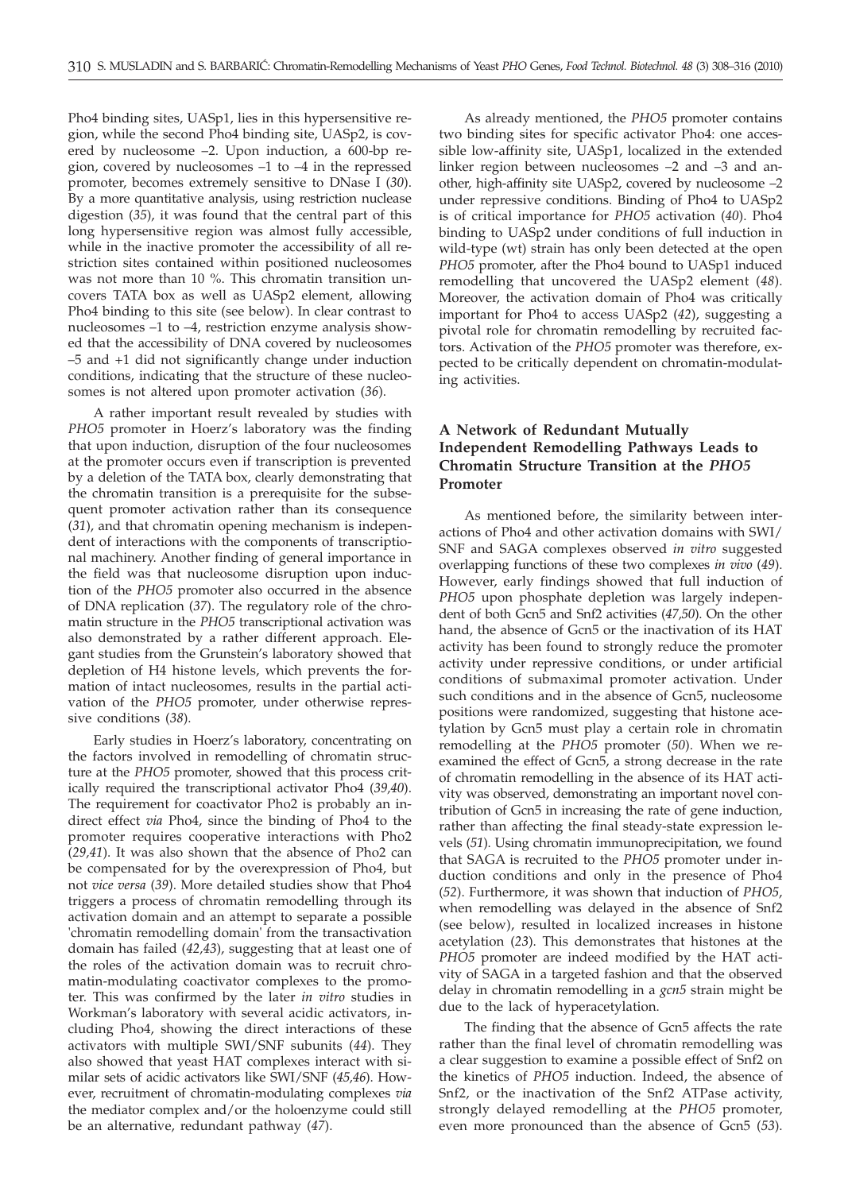Pho4 binding sites, UASp1, lies in this hypersensitive region, while the second Pho4 binding site, UASp2, is covered by nucleosome –2. Upon induction, a 600-bp region, covered by nucleosomes –1 to –4 in the repressed promoter, becomes extremely sensitive to DNase I (*30*). By a more quantitative analysis, using restriction nuclease digestion (*35*), it was found that the central part of this long hypersensitive region was almost fully accessible, while in the inactive promoter the accessibility of all restriction sites contained within positioned nucleosomes was not more than 10 %. This chromatin transition uncovers TATA box as well as UASp2 element, allowing Pho4 binding to this site (see below). In clear contrast to nucleosomes –1 to –4, restriction enzyme analysis showed that the accessibility of DNA covered by nucleosomes –5 and +1 did not significantly change under induction conditions, indicating that the structure of these nucleosomes is not altered upon promoter activation (*36*).

A rather important result revealed by studies with *PHO5* promoter in Hoerz's laboratory was the finding that upon induction, disruption of the four nucleosomes at the promoter occurs even if transcription is prevented by a deletion of the TATA box, clearly demonstrating that the chromatin transition is a prerequisite for the subsequent promoter activation rather than its consequence (*31*), and that chromatin opening mechanism is independent of interactions with the components of transcriptional machinery. Another finding of general importance in the field was that nucleosome disruption upon induction of the *PHO5* promoter also occurred in the absence of DNA replication (*37*). The regulatory role of the chromatin structure in the *PHO5* transcriptional activation was also demonstrated by a rather different approach. Elegant studies from the Grunstein's laboratory showed that depletion of H4 histone levels, which prevents the formation of intact nucleosomes, results in the partial activation of the *PHO5* promoter, under otherwise repressive conditions (*38*).

Early studies in Hoerz's laboratory, concentrating on the factors involved in remodelling of chromatin structure at the *PHO5* promoter, showed that this process critically required the transcriptional activator Pho4 (*39,40*). The requirement for coactivator Pho2 is probably an indirect effect *via* Pho4, since the binding of Pho4 to the promoter requires cooperative interactions with Pho2 (*29,41*). It was also shown that the absence of Pho2 can be compensated for by the overexpression of Pho4, but not *vice versa* (*39*). More detailed studies show that Pho4 triggers a process of chromatin remodelling through its activation domain and an attempt to separate a possible 'chromatin remodelling domain' from the transactivation domain has failed (*42,43*), suggesting that at least one of the roles of the activation domain was to recruit chromatin-modulating coactivator complexes to the promoter. This was confirmed by the later *in vitro* studies in Workman's laboratory with several acidic activators, including Pho4, showing the direct interactions of these activators with multiple SWI/SNF subunits (*44*). They also showed that yeast HAT complexes interact with similar sets of acidic activators like SWI/SNF (*45,46*). However, recruitment of chromatin-modulating complexes *via* the mediator complex and/or the holoenzyme could still be an alternative, redundant pathway (*47*).

As already mentioned, the *PHO5* promoter contains two binding sites for specific activator Pho4: one accessible low-affinity site, UASp1, localized in the extended linker region between nucleosomes –2 and –3 and another, high-affinity site UASp2, covered by nucleosome –2 under repressive conditions. Binding of Pho4 to UASp2 is of critical importance for *PHO5* activation (*40*). Pho4 binding to UASp2 under conditions of full induction in wild-type (wt) strain has only been detected at the open *PHO5* promoter, after the Pho4 bound to UASp1 induced remodelling that uncovered the UASp2 element (*48*). Moreover, the activation domain of Pho4 was critically important for Pho4 to access UASp2 (*42*), suggesting a pivotal role for chromatin remodelling by recruited factors. Activation of the *PHO5* promoter was therefore, expected to be critically dependent on chromatin-modulating activities.

## A Network of Redundant Mutually Independent Remodelling Pathways Leads to Chromatin Structure Transition at the *PHO5* Promoter

As mentioned before, the similarity between interactions of Pho4 and other activation domains with SWI/SNF and SAGA complexes observed *in vitro* suggested overlapping functions of these two complexes *in vivo* (*49*). However, early findings showed that full induction of *PHO5* upon phosphate depletion was largely independent of both Gcn5 and Snf2 activities (*47,50*). On the other hand, the absence of Gcn5 or the inactivation of its HAT activity has been found to strongly reduce the promoter activity under repressive conditions, or under artificial conditions of submaximal promoter activation. Under such conditions and in the absence of Gcn5, nucleosome positions were randomized, suggesting that histone acetylation by Gcn5 must play a certain role in chromatin remodelling at the *PHO5* promoter (*50*). When we reexamined the effect of Gcn5, a strong decrease in the rate of chromatin remodelling in the absence of its HAT activity was observed, demonstrating an important novel contribution of Gcn5 in increasing the rate of gene induction, rather than affecting the final steady-state expression levels (*51*). Using chromatin immunoprecipitation, we found that SAGA is recruited to the *PHO5* promoter under induction conditions and only in the presence of Pho4 (*52*). Furthermore, it was shown that induction of *PHO5*, when remodelling was delayed in the absence of Snf2 (see below), resulted in localized increases in histone acetylation (*23*). This demonstrates that histones at the *PHO5* promoter are indeed modified by the HAT activity of SAGA in a targeted fashion and that the observed delay in chromatin remodelling in a *gcn5* strain might be due to the lack of hyperacetylation.

The finding that the absence of Gcn5 affects the rate rather than the final level of chromatin remodelling was a clear suggestion to examine a possible effect of Snf2 on the kinetics of *PHO5* induction. Indeed, the absence of Snf2, or the inactivation of the Snf2 ATPase activity, strongly delayed remodelling at the *PHO5* promoter, even more pronounced than the absence of Gcn5 (*53*).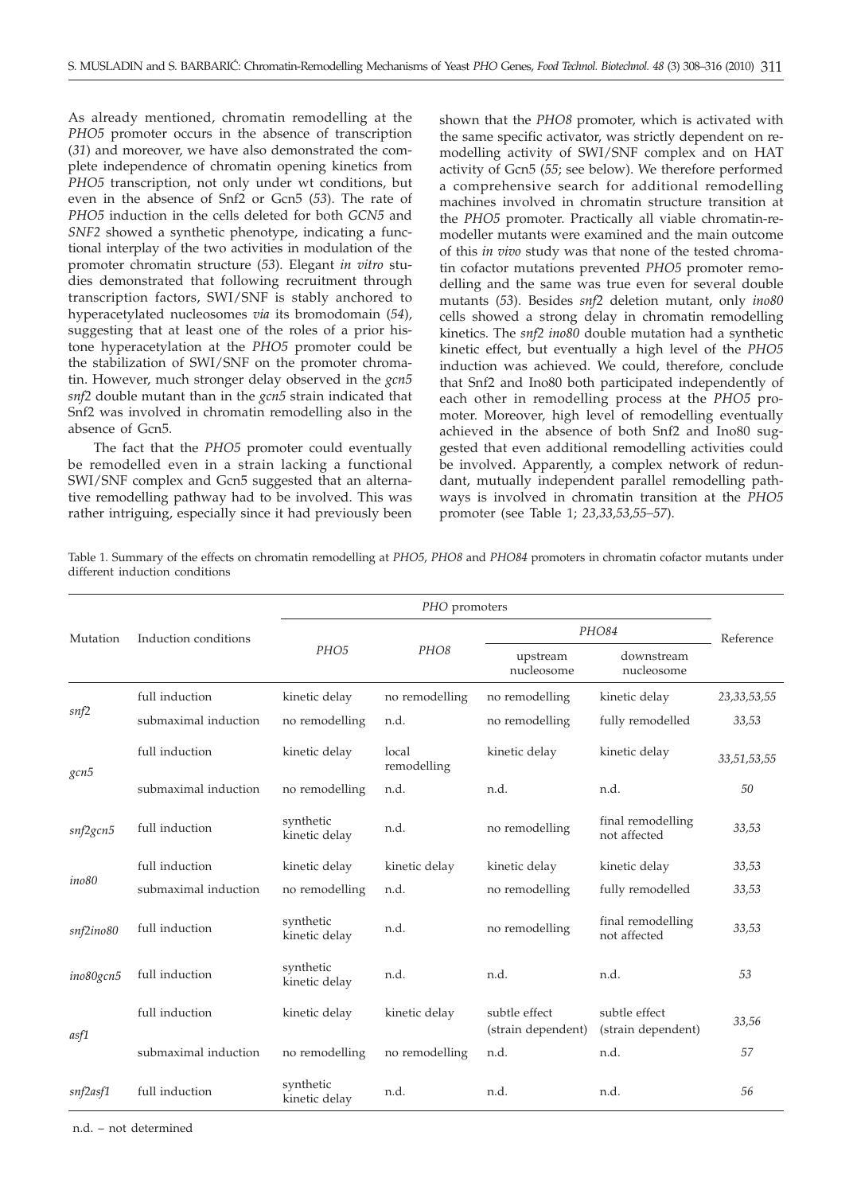As already mentioned, chromatin remodelling at the *PHO5* promoter occurs in the absence of transcription (*31*) and moreover, we have also demonstrated the complete independence of chromatin opening kinetics from *PHO5* transcription, not only under wt conditions, but even in the absence of Snf2 or Gcn5 (*53*). The rate of *PHO5* induction in the cells deleted for both *GCN5* and *SNF2* showed a synthetic phenotype, indicating a functional interplay of the two activities in modulation of the promoter chromatin structure (*53*). Elegant *in vitro* studies demonstrated that following recruitment through transcription factors, SWI/SNF is stably anchored to hyperacetylated nucleosomes *via* its bromodomain (*54*), suggesting that at least one of the roles of a prior histone hyperacetylation at the *PHO5* promoter could be the stabilization of SWI/SNF on the promoter chromatin. However, much stronger delay observed in the *gcn5 snf2* double mutant than in the *gcn5* strain indicated that Snf2 was involved in chromatin remodelling also in the absence of Gcn5.

The fact that the *PHO5* promoter could eventually be remodelled even in a strain lacking a functional SWI/SNF complex and Gcn5 suggested that an alternative remodelling pathway had to be involved. This was rather intriguing, especially since it had previously been shown that the *PHO8* promoter, which is activated with the same specific activator, was strictly dependent on remodelling activity of SWI/SNF complex and on HAT activity of Gcn5 (*55*; see below). We therefore performed a comprehensive search for additional remodelling machines involved in chromatin structure transition at the *PHO5* promoter. Practically all viable chromatin-remodeller mutants were examined and the main outcome of this *in vivo* study was that none of the tested chromatin cofactor mutations prevented *PHO5* promoter remodelling and the same was true even for several double mutants (*53*). Besides *snf2* deletion mutant, only *ino80* cells showed a strong delay in chromatin remodelling kinetics. The *snf2 ino80* double mutation had a synthetic kinetic effect, but eventually a high level of the *PHO5* induction was achieved. We could, therefore, conclude that Snf2 and Ino80 both participated independently of each other in remodelling process at the *PHO5* promoter. Moreover, high level of remodelling eventually achieved in the absence of both Snf2 and Ino80 suggested that even additional remodelling activities could be involved. Apparently, a complex network of redundant, mutually independent parallel remodelling pathways is involved in chromatin transition at the *PHO5* promoter (see Table 1; *23,33,53,55–57*).

Table 1. Summary of the effects on chromatin remodelling at *PHO5*, *PHO8* and *PHO84* promoters in chromatin cofactor mutants under different induction conditions

| Mutation | Induction conditions | *PHO* promoters | | | | Reference |
|---|---|---|---|---|---|---|
| | | *PHO5* | *PHO8* | *PHO84* | | |
| | | | | upstream nucleosome | downstream nucleosome | |
| *snf2* | full induction | kinetic delay | no remodelling | no remodelling | kinetic delay | *23,33,53,55* |
| | submaximal induction | no remodelling | n.d. | no remodelling | fully remodelled | *33,53* |
| *gcn5* | full induction | kinetic delay | local remodelling | kinetic delay | kinetic delay | *33,51,53,55* |
| | submaximal induction | no remodelling | n.d. | n.d. | n.d. | *50* |
| *snf2gcn5* | full induction | synthetic kinetic delay | n.d. | no remodelling | final remodelling not affected | *33,53* |
| *ino80* | full induction | kinetic delay | kinetic delay | kinetic delay | kinetic delay | *33,53* |
| | submaximal induction | no remodelling | n.d. | no remodelling | fully remodelled | *33,53* |
| *snf2ino80* | full induction | synthetic kinetic delay | n.d. | no remodelling | final remodelling not affected | *33,53* |
| *ino80gcn5* | full induction | synthetic kinetic delay | n.d. | n.d. | n.d. | *53* |
| *asf1* | full induction | kinetic delay | kinetic delay | subtle effect (strain dependent) | subtle effect (strain dependent) | *33,56* |
| | submaximal induction | no remodelling | no remodelling | n.d. | n.d. | *57* |
| *snf2asf1* | full induction | synthetic kinetic delay | n.d. | n.d. | n.d. | *56* |

n.d. – not determined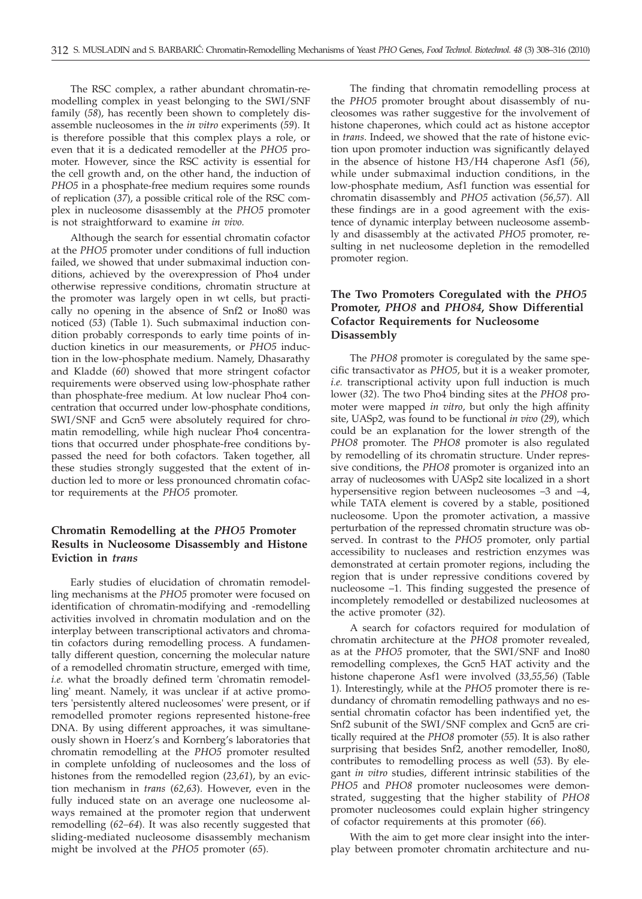The RSC complex, a rather abundant chromatin-remodelling complex in yeast belonging to the SWI/SNF family (*58*), has recently been shown to completely disassemble nucleosomes in the *in vitro* experiments (*59*). It is therefore possible that this complex plays a role, or even that it is a dedicated remodeller at the *PHO5* promoter. However, since the RSC activity is essential for the cell growth and, on the other hand, the induction of *PHO5* in a phosphate-free medium requires some rounds of replication (*37*), a possible critical role of the RSC complex in nucleosome disassembly at the *PHO5* promoter is not straightforward to examine *in vivo.*

Although the search for essential chromatin cofactor at the *PHO5* promoter under conditions of full induction failed, we showed that under submaximal induction conditions, achieved by the overexpression of Pho4 under otherwise repressive conditions, chromatin structure at the promoter was largely open in wt cells, but practically no opening in the absence of Snf2 or Ino80 was noticed (*53*) (Table 1). Such submaximal induction condition probably corresponds to early time points of induction kinetics in our measurements, or *PHO5* induction in the low-phosphate medium. Namely, Dhasarathy and Kladde (*60*) showed that more stringent cofactor requirements were observed using low-phosphate rather than phosphate-free medium. At low nuclear Pho4 concentration that occurred under low-phosphate conditions, SWI/SNF and Gcn5 were absolutely required for chromatin remodelling, while high nuclear Pho4 concentrations that occurred under phosphate-free conditions bypassed the need for both cofactors. Taken together, all these studies strongly suggested that the extent of induction led to more or less pronounced chromatin cofactor requirements at the *PHO5* promoter.

## Chromatin Remodelling at the *PHO5* Promoter Results in Nucleosome Disassembly and Histone Eviction in *trans*

Early studies of elucidation of chromatin remodelling mechanisms at the *PHO5* promoter were focused on identification of chromatin-modifying and -remodelling activities involved in chromatin modulation and on the interplay between transcriptional activators and chromatin cofactors during remodelling process. A fundamentally different question, concerning the molecular nature of a remodelled chromatin structure, emerged with time, *i.e.* what the broadly defined term 'chromatin remodelling' meant. Namely, it was unclear if at active promoters 'persistently altered nucleosomes' were present, or if remodelled promoter regions represented histone-free DNA. By using different approaches, it was simultaneously shown in Hoerz's and Kornberg's laboratories that chromatin remodelling at the *PHO5* promoter resulted in complete unfolding of nucleosomes and the loss of histones from the remodelled region (*23,61*), by an eviction mechanism in *trans* (*62,63*). However, even in the fully induced state on an average one nucleosome always remained at the promoter region that underwent remodelling (*62–64*). It was also recently suggested that sliding-mediated nucleosome disassembly mechanism might be involved at the *PHO5* promoter (*65*).

The finding that chromatin remodelling process at the *PHO5* promoter brought about disassembly of nucleosomes was rather suggestive for the involvement of histone chaperones, which could act as histone acceptor in *trans*. Indeed, we showed that the rate of histone eviction upon promoter induction was significantly delayed in the absence of histone H3/H4 chaperone Asf1 (*56*), while under submaximal induction conditions, in the low-phosphate medium, Asf1 function was essential for chromatin disassembly and *PHO5* activation (*56,57*). All these findings are in a good agreement with the existence of dynamic interplay between nucleosome assembly and disassembly at the activated *PHO5* promoter, resulting in net nucleosome depletion in the remodelled promoter region.

## The Two Promoters Coregulated with the *PHO5* Promoter, *PHO8* and *PHO84*, Show Differential Cofactor Requirements for Nucleosome Disassembly

The *PHO8* promoter is coregulated by the same specific transactivator as *PHO5*, but it is a weaker promoter, *i.e.* transcriptional activity upon full induction is much lower (*32*). The two Pho4 binding sites at the *PHO8* promoter were mapped *in vitro*, but only the high affinity site, UASp2, was found to be functional *in vivo* (*29*), which could be an explanation for the lower strength of the *PHO8* promoter. The *PHO8* promoter is also regulated by remodelling of its chromatin structure. Under repressive conditions, the *PHO8* promoter is organized into an array of nucleosomes with UASp2 site localized in a short hypersensitive region between nucleosomes –3 and –4, while TATA element is covered by a stable, positioned nucleosome. Upon the promoter activation, a massive perturbation of the repressed chromatin structure was observed. In contrast to the *PHO5* promoter, only partial accessibility to nucleases and restriction enzymes was demonstrated at certain promoter regions, including the region that is under repressive conditions covered by nucleosome –1. This finding suggested the presence of incompletely remodelled or destabilized nucleosomes at the active promoter (*32*).

A search for cofactors required for modulation of chromatin architecture at the *PHO8* promoter revealed, as at the *PHO5* promoter, that the SWI/SNF and Ino80 remodelling complexes, the Gcn5 HAT activity and the histone chaperone Asf1 were involved (*33,55,56*) (Table 1). Interestingly, while at the *PHO5* promoter there is redundancy of chromatin remodelling pathways and no essential chromatin cofactor has been indentified yet, the Snf2 subunit of the SWI/SNF complex and Gcn5 are critically required at the *PHO8* promoter (*55*). It is also rather surprising that besides Snf2, another remodeller, Ino80, contributes to remodelling process as well (*53*). By elegant *in vitro* studies, different intrinsic stabilities of the *PHO5* and *PHO8* promoter nucleosomes were demonstrated, suggesting that the higher stability of *PHO8* promoter nucleosomes could explain higher stringency of cofactor requirements at this promoter (*66*).

With the aim to get more clear insight into the interplay between promoter chromatin architecture and nu-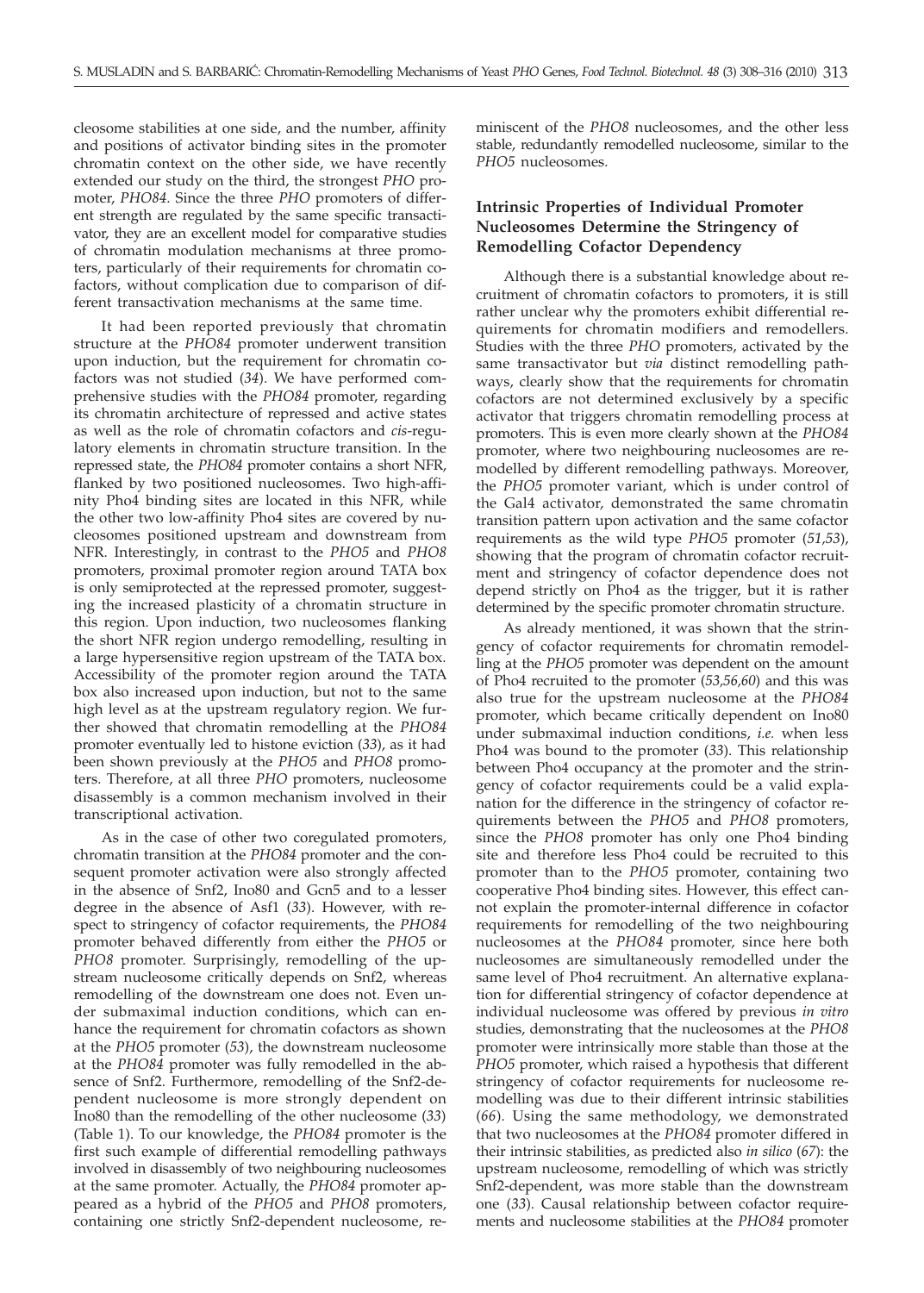cleosome stabilities at one side, and the number, affinity and positions of activator binding sites in the promoter chromatin context on the other side, we have recently extended our study on the third, the strongest *PHO* promoter, *PHO84*. Since the three *PHO* promoters of different strength are regulated by the same specific transactivator, they are an excellent model for comparative studies of chromatin modulation mechanisms at three promoters, particularly of their requirements for chromatin cofactors, without complication due to comparison of different transactivation mechanisms at the same time.

It had been reported previously that chromatin structure at the *PHO84* promoter underwent transition upon induction, but the requirement for chromatin cofactors was not studied (*34*). We have performed comprehensive studies with the *PHO84* promoter, regarding its chromatin architecture of repressed and active states as well as the role of chromatin cofactors and *cis*-regulatory elements in chromatin structure transition. In the repressed state, the *PHO84* promoter contains a short NFR, flanked by two positioned nucleosomes. Two high-affinity Pho4 binding sites are located in this NFR, while the other two low-affinity Pho4 sites are covered by nucleosomes positioned upstream and downstream from NFR. Interestingly, in contrast to the *PHO5* and *PHO8* promoters, proximal promoter region around TATA box is only semiprotected at the repressed promoter, suggesting the increased plasticity of a chromatin structure in this region. Upon induction, two nucleosomes flanking the short NFR region undergo remodelling, resulting in a large hypersensitive region upstream of the TATA box. Accessibility of the promoter region around the TATA box also increased upon induction, but not to the same high level as at the upstream regulatory region. We further showed that chromatin remodelling at the *PHO84* promoter eventually led to histone eviction (*33*), as it had been shown previously at the *PHO5* and *PHO8* promoters. Therefore, at all three *PHO* promoters, nucleosome disassembly is a common mechanism involved in their transcriptional activation.

As in the case of other two coregulated promoters, chromatin transition at the *PHO84* promoter and the consequent promoter activation were also strongly affected in the absence of Snf2, Ino80 and Gcn5 and to a lesser degree in the absence of Asf1 (*33*). However, with respect to stringency of cofactor requirements, the *PHO84* promoter behaved differently from either the *PHO5* or *PHO8* promoter. Surprisingly, remodelling of the upstream nucleosome critically depends on Snf2, whereas remodelling of the downstream one does not. Even under submaximal induction conditions, which can enhance the requirement for chromatin cofactors as shown at the *PHO5* promoter (*53*), the downstream nucleosome at the *PHO84* promoter was fully remodelled in the absence of Snf2. Furthermore, remodelling of the Snf2-dependent nucleosome is more strongly dependent on Ino80 than the remodelling of the other nucleosome (*33*) (Table 1). To our knowledge, the *PHO84* promoter is the first such example of differential remodelling pathways involved in disassembly of two neighbouring nucleosomes at the same promoter. Actually, the *PHO84* promoter appeared as a hybrid of the *PHO5* and *PHO8* promoters, containing one strictly Snf2-dependent nucleosome, reminiscent of the *PHO8* nucleosomes, and the other less stable, redundantly remodelled nucleosome, similar to the *PHO5* nucleosomes.

## Intrinsic Properties of Individual Promoter Nucleosomes Determine the Stringency of Remodelling Cofactor Dependency

Although there is a substantial knowledge about recruitment of chromatin cofactors to promoters, it is still rather unclear why the promoters exhibit differential requirements for chromatin modifiers and remodellers. Studies with the three *PHO* promoters, activated by the same transactivator but *via* distinct remodelling pathways, clearly show that the requirements for chromatin cofactors are not determined exclusively by a specific activator that triggers chromatin remodelling process at promoters. This is even more clearly shown at the *PHO84* promoter, where two neighbouring nucleosomes are remodelled by different remodelling pathways. Moreover, the *PHO5* promoter variant, which is under control of the Gal4 activator, demonstrated the same chromatin transition pattern upon activation and the same cofactor requirements as the wild type *PHO5* promoter (*51,53*), showing that the program of chromatin cofactor recruitment and stringency of cofactor dependence does not depend strictly on Pho4 as the trigger, but it is rather determined by the specific promoter chromatin structure.

As already mentioned, it was shown that the stringency of cofactor requirements for chromatin remodelling at the *PHO5* promoter was dependent on the amount of Pho4 recruited to the promoter (*53,56,60*) and this was also true for the upstream nucleosome at the *PHO84* promoter, which became critically dependent on Ino80 under submaximal induction conditions, *i.e.* when less Pho4 was bound to the promoter (*33*). This relationship between Pho4 occupancy at the promoter and the stringency of cofactor requirements could be a valid explanation for the difference in the stringency of cofactor requirements between the *PHO5* and *PHO8* promoters, since the *PHO8* promoter has only one Pho4 binding site and therefore less Pho4 could be recruited to this promoter than to the *PHO5* promoter, containing two cooperative Pho4 binding sites. However, this effect cannot explain the promoter-internal difference in cofactor requirements for remodelling of the two neighbouring nucleosomes at the *PHO84* promoter, since here both nucleosomes are simultaneously remodelled under the same level of Pho4 recruitment. An alternative explanation for differential stringency of cofactor dependence at individual nucleosome was offered by previous *in vitro* studies, demonstrating that the nucleosomes at the *PHO8* promoter were intrinsically more stable than those at the *PHO5* promoter, which raised a hypothesis that different stringency of cofactor requirements for nucleosome remodelling was due to their different intrinsic stabilities (*66*). Using the same methodology, we demonstrated that two nucleosomes at the *PHO84* promoter differed in their intrinsic stabilities, as predicted also *in silico* (*67*): the upstream nucleosome, remodelling of which was strictly Snf2-dependent, was more stable than the downstream one (*33*). Causal relationship between cofactor requirements and nucleosome stabilities at the *PHO84* promoter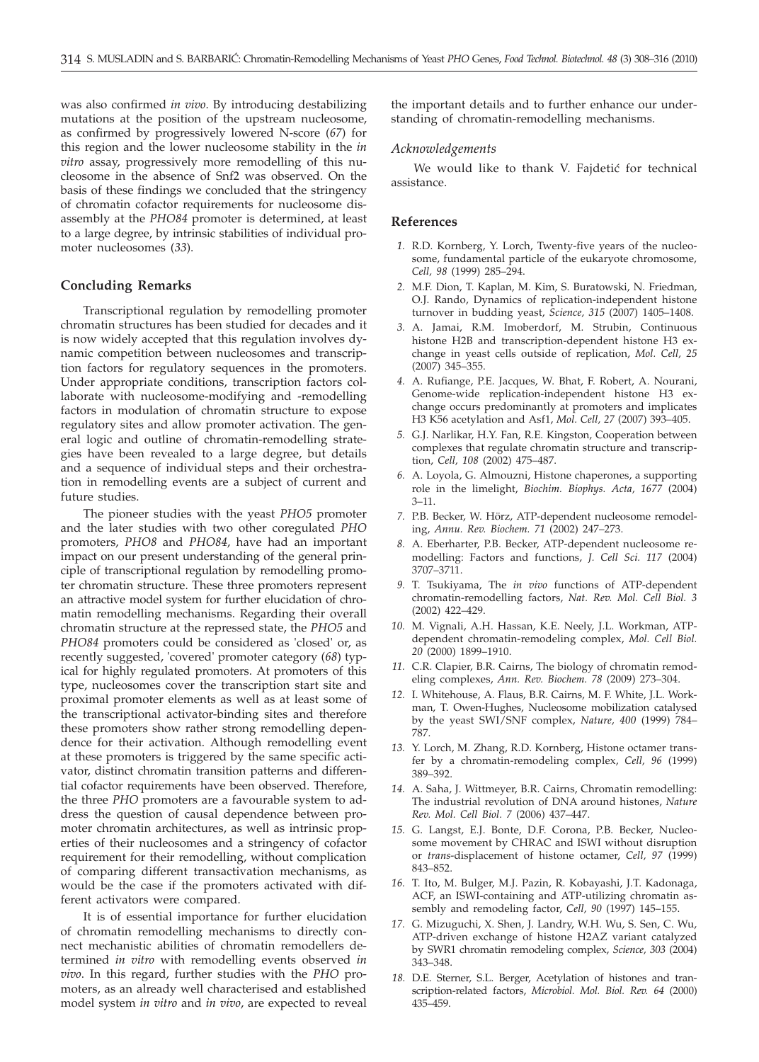was also confirmed *in vivo*. By introducing destabilizing mutations at the position of the upstream nucleosome, as confirmed by progressively lowered N-score (*67*) for this region and the lower nucleosome stability in the *in vitro* assay, progressively more remodelling of this nucleosome in the absence of Snf2 was observed. On the basis of these findings we concluded that the stringency of chromatin cofactor requirements for nucleosome disassembly at the *PHO84* promoter is determined, at least to a large degree, by intrinsic stabilities of individual promoter nucleosomes (*33*).

## Concluding Remarks

Transcriptional regulation by remodelling promoter chromatin structures has been studied for decades and it is now widely accepted that this regulation involves dynamic competition between nucleosomes and transcription factors for regulatory sequences in the promoters. Under appropriate conditions, transcription factors collaborate with nucleosome-modifying and -remodelling factors in modulation of chromatin structure to expose regulatory sites and allow promoter activation. The general logic and outline of chromatin-remodelling strategies have been revealed to a large degree, but details and a sequence of individual steps and their orchestration in remodelling events are a subject of current and future studies.

The pioneer studies with the yeast *PHO5* promoter and the later studies with two other coregulated *PHO* promoters, *PHO8* and *PHO84*, have had an important impact on our present understanding of the general principle of transcriptional regulation by remodelling promoter chromatin structure. These three promoters represent an attractive model system for further elucidation of chromatin remodelling mechanisms. Regarding their overall chromatin structure at the repressed state, the *PHO5* and *PHO84* promoters could be considered as 'closed' or, as recently suggested, 'covered' promoter category (*68*) typical for highly regulated promoters. At promoters of this type, nucleosomes cover the transcription start site and proximal promoter elements as well as at least some of the transcriptional activator-binding sites and therefore these promoters show rather strong remodelling dependence for their activation. Although remodelling event at these promoters is triggered by the same specific activator, distinct chromatin transition patterns and differential cofactor requirements have been observed. Therefore, the three *PHO* promoters are a favourable system to address the question of causal dependence between promoter chromatin architectures, as well as intrinsic properties of their nucleosomes and a stringency of cofactor requirement for their remodelling, without complication of comparing different transactivation mechanisms, as would be the case if the promoters activated with different activators were compared.

It is of essential importance for further elucidation of chromatin remodelling mechanisms to directly connect mechanistic abilities of chromatin remodellers determined *in vitro* with remodelling events observed *in vivo*. In this regard, further studies with the *PHO* promoters, as an already well characterised and established model system *in vitro* and *in vivo*, are expected to reveal the important details and to further enhance our understanding of chromatin-remodelling mechanisms.

### Acknowledgements

We would like to thank V. Fajdetić for technical assistance.

## References

1. R.D. Kornberg, Y. Lorch, Twenty-five years of the nucleosome, fundamental particle of the eukaryote chromosome, *Cell, 98* (1999) 285–294.
2. M.F. Dion, T. Kaplan, M. Kim, S. Buratowski, N. Friedman, O.J. Rando, Dynamics of replication-independent histone turnover in budding yeast, *Science, 315* (2007) 1405–1408.
3. A. Jamai, R.M. Imoberdorf, M. Strubin, Continuous histone H2B and transcription-dependent histone H3 exchange in yeast cells outside of replication, *Mol. Cell, 25* (2007) 345–355.
4. A. Rufiange, P.E. Jacques, W. Bhat, F. Robert, A. Nourani, Genome-wide replication-independent histone H3 exchange occurs predominantly at promoters and implicates H3 K56 acetylation and Asf1, *Mol. Cell, 27* (2007) 393–405.
5. G.J. Narlikar, H.Y. Fan, R.E. Kingston, Cooperation between complexes that regulate chromatin structure and transcription, *Cell, 108* (2002) 475–487.
6. A. Loyola, G. Almouzni, Histone chaperones, a supporting role in the limelight, *Biochim. Biophys. Acta, 1677* (2004) 3–11.
7. P.B. Becker, W. Hörz, ATP-dependent nucleosome remodeling, *Annu. Rev. Biochem. 71* (2002) 247–273.
8. A. Eberharter, P.B. Becker, ATP-dependent nucleosome remodelling: Factors and functions, *J. Cell Sci. 117* (2004) 3707–3711.
9. T. Tsukiyama, The *in vivo* functions of ATP-dependent chromatin-remodelling factors, *Nat. Rev. Mol. Cell Biol. 3* (2002) 422–429.
10. M. Vignali, A.H. Hassan, K.E. Neely, J.L. Workman, ATP-dependent chromatin-remodeling complex, *Mol. Cell Biol. 20* (2000) 1899–1910.
11. C.R. Clapier, B.R. Cairns, The biology of chromatin remodeling complexes, *Ann. Rev. Biochem. 78* (2009) 273–304.
12. I. Whitehouse, A. Flaus, B.R. Cairns, M. F. White, J.L. Workman, T. Owen-Hughes, Nucleosome mobilization catalysed by the yeast SWI/SNF complex, *Nature, 400* (1999) 784–787.
13. Y. Lorch, M. Zhang, R.D. Kornberg, Histone octamer transfer by a chromatin-remodeling complex, *Cell, 96* (1999) 389–392.
14. A. Saha, J. Wittmeyer, B.R. Cairns, Chromatin remodelling: The industrial revolution of DNA around histones, *Nature Rev. Mol. Cell Biol. 7* (2006) 437–447.
15. G. Langst, E.J. Bonte, D.F. Corona, P.B. Becker, Nucleosome movement by CHRAC and ISWI without disruption or *trans*-displacement of histone octamer, *Cell, 97* (1999) 843–852.
16. T. Ito, M. Bulger, M.J. Pazin, R. Kobayashi, J.T. Kadonaga, ACF, an ISWI-containing and ATP-utilizing chromatin assembly and remodeling factor, *Cell, 90* (1997) 145–155.
17. G. Mizuguchi, X. Shen, J. Landry, W.H. Wu, S. Sen, C. Wu, ATP-driven exchange of histone H2AZ variant catalyzed by SWR1 chromatin remodeling complex, *Science, 303* (2004) 343–348.
18. D.E. Sterner, S.L. Berger, Acetylation of histones and transcription-related factors, *Microbiol. Mol. Biol. Rev. 64* (2000) 435–459.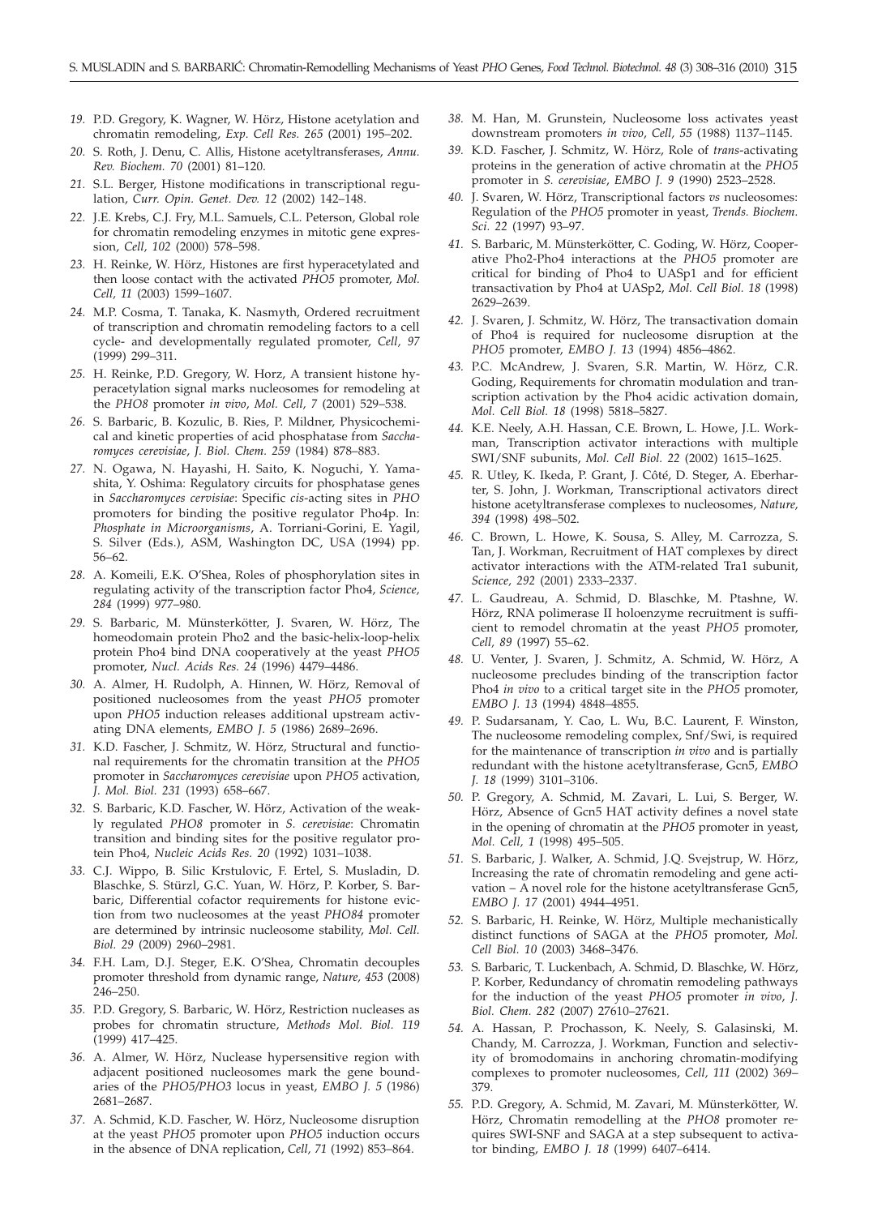19. P.D. Gregory, K. Wagner, W. Hörz, Histone acetylation and chromatin remodeling, *Exp. Cell Res. 265* (2001) 195–202.

20. S. Roth, J. Denu, C. Allis, Histone acetyltransferases, *Annu. Rev. Biochem. 70* (2001) 81–120.

21. S.L. Berger, Histone modifications in transcriptional regulation, *Curr. Opin. Genet. Dev. 12* (2002) 142–148.

22. J.E. Krebs, C.J. Fry, M.L. Samuels, C.L. Peterson, Global role for chromatin remodeling enzymes in mitotic gene expression, *Cell, 102* (2000) 578–598.

23. H. Reinke, W. Hörz, Histones are first hyperacetylated and then loose contact with the activated *PHO5* promoter, *Mol. Cell, 11* (2003) 1599–1607.

24. M.P. Cosma, T. Tanaka, K. Nasmyth, Ordered recruitment of transcription and chromatin remodeling factors to a cell cycle- and developmentally regulated promoter, *Cell, 97* (1999) 299–311.

25. H. Reinke, P.D. Gregory, W. Horz, A transient histone hyperacetylation signal marks nucleosomes for remodeling at the *PHO8* promoter *in vivo*, *Mol. Cell, 7* (2001) 529–538.

26. S. Barbaric, B. Kozulic, B. Ries, P. Mildner, Physicochemical and kinetic properties of acid phosphatase from *Saccharomyces cerevisiae*, *J. Biol. Chem. 259* (1984) 878–883.

27. N. Ogawa, N. Hayashi, H. Saito, K. Noguchi, Y. Yamashita, Y. Oshima: Regulatory circuits for phosphatase genes in *Saccharomyces cervisiae*: Specific *cis*-acting sites in *PHO* promoters for binding the positive regulator Pho4p. In: *Phosphate in Microorganisms*, A. Torriani-Gorini, E. Yagil, S. Silver (Eds.), ASM, Washington DC, USA (1994) pp. 56–62.

28. A. Komeili, E.K. O'Shea, Roles of phosphorylation sites in regulating activity of the transcription factor Pho4, *Science, 284* (1999) 977–980.

29. S. Barbaric, M. Münsterkötter, J. Svaren, W. Hörz, The homeodomain protein Pho2 and the basic-helix-loop-helix protein Pho4 bind DNA cooperatively at the yeast *PHO5* promoter, *Nucl. Acids Res. 24* (1996) 4479–4486.

30. A. Almer, H. Rudolph, A. Hinnen, W. Hörz, Removal of positioned nucleosomes from the yeast *PHO5* promoter upon *PHO5* induction releases additional upstream activating DNA elements, *EMBO J. 5* (1986) 2689–2696.

31. K.D. Fascher, J. Schmitz, W. Hörz, Structural and functional requirements for the chromatin transition at the *PHO5* promoter in *Saccharomyces cerevisiae* upon *PHO5* activation, *J. Mol. Biol. 231* (1993) 658–667.

32. S. Barbaric, K.D. Fascher, W. Hörz, Activation of the weakly regulated *PHO8* promoter in *S. cerevisiae*: Chromatin transition and binding sites for the positive regulator protein Pho4, *Nucleic Acids Res. 20* (1992) 1031–1038.

33. C.J. Wippo, B. Silic Krstulovic, F. Ertel, S. Musladin, D. Blaschke, S. Stürzl, G.C. Yuan, W. Hörz, P. Korber, S. Barbaric, Differential cofactor requirements for histone eviction from two nucleosomes at the yeast *PHO84* promoter are determined by intrinsic nucleosome stability, *Mol. Cell. Biol. 29* (2009) 2960–2981.

34. F.H. Lam, D.J. Steger, E.K. O'Shea, Chromatin decouples promoter threshold from dynamic range, *Nature, 453* (2008) 246–250.

35. P.D. Gregory, S. Barbaric, W. Hörz, Restriction nucleases as probes for chromatin structure, *Methods Mol. Biol. 119* (1999) 417–425.

36. A. Almer, W. Hörz, Nuclease hypersensitive region with adjacent positioned nucleosomes mark the gene boundaries of the *PHO5/PHO3* locus in yeast, *EMBO J. 5* (1986) 2681–2687.

37. A. Schmid, K.D. Fascher, W. Hörz, Nucleosome disruption at the yeast *PHO5* promoter upon *PHO5* induction occurs in the absence of DNA replication, *Cell, 71* (1992) 853–864.

38. M. Han, M. Grunstein, Nucleosome loss activates yeast downstream promoters *in vivo*, *Cell, 55* (1988) 1137–1145.

39. K.D. Fascher, J. Schmitz, W. Hörz, Role of *trans*-activating proteins in the generation of active chromatin at the *PHO5* promoter in *S. cerevisiae*, *EMBO J. 9* (1990) 2523–2528.

40. J. Svaren, W. Hörz, Transcriptional factors *vs* nucleosomes: Regulation of the *PHO5* promoter in yeast, *Trends. Biochem. Sci. 22* (1997) 93–97.

41. S. Barbaric, M. Münsterkötter, C. Goding, W. Hörz, Cooperative Pho2-Pho4 interactions at the *PHO5* promoter are critical for binding of Pho4 to UASp1 and for efficient transactivation by Pho4 at UASp2, *Mol. Cell Biol. 18* (1998) 2629–2639.

42. J. Svaren, J. Schmitz, W. Hörz, The transactivation domain of Pho4 is required for nucleosome disruption at the *PHO5* promoter, *EMBO J. 13* (1994) 4856–4862.

43. P.C. McAndrew, J. Svaren, S.R. Martin, W. Hörz, C.R. Goding, Requirements for chromatin modulation and transcription activation by the Pho4 acidic activation domain, *Mol. Cell Biol. 18* (1998) 5818–5827.

44. K.E. Neely, A.H. Hassan, C.E. Brown, L. Howe, J.L. Workman, Transcription activator interactions with multiple SWI/SNF subunits, *Mol. Cell Biol. 22* (2002) 1615–1625.

45. R. Utley, K. Ikeda, P. Grant, J. Côté, D. Steger, A. Eberharter, S. John, J. Workman, Transcriptional activators direct histone acetyltransferase complexes to nucleosomes, *Nature, 394* (1998) 498–502.

46. C. Brown, L. Howe, K. Sousa, S. Alley, M. Carrozza, S. Tan, J. Workman, Recruitment of HAT complexes by direct activator interactions with the ATM-related Tra1 subunit, *Science, 292* (2001) 2333–2337.

47. L. Gaudreau, A. Schmid, D. Blaschke, M. Ptashne, W. Hörz, RNA polimerase II holoenzyme recruitment is sufficient to remodel chromatin at the yeast *PHO5* promoter, *Cell, 89* (1997) 55–62.

48. U. Venter, J. Svaren, J. Schmitz, A. Schmid, W. Hörz, A nucleosome precludes binding of the transcription factor Pho4 *in vivo* to a critical target site in the *PHO5* promoter, *EMBO J. 13* (1994) 4848–4855.

49. P. Sudarsanam, Y. Cao, L. Wu, B.C. Laurent, F. Winston, The nucleosome remodeling complex, Snf/Swi, is required for the maintenance of transcription *in vivo* and is partially redundant with the histone acetyltransferase, Gcn5, *EMBO J. 18* (1999) 3101–3106.

50. P. Gregory, A. Schmid, M. Zavari, L. Lui, S. Berger, W. Hörz, Absence of Gcn5 HAT activity defines a novel state in the opening of chromatin at the *PHO5* promoter in yeast, *Mol. Cell, 1* (1998) 495–505.

51. S. Barbaric, J. Walker, A. Schmid, J.Q. Svejstrup, W. Hörz, Increasing the rate of chromatin remodeling and gene activation – A novel role for the histone acetyltransferase Gcn5, *EMBO J. 17* (2001) 4944–4951.

52. S. Barbaric, H. Reinke, W. Hörz, Multiple mechanistically distinct functions of SAGA at the *PHO5* promoter, *Mol. Cell Biol. 10* (2003) 3468–3476.

53. S. Barbaric, T. Luckenbach, A. Schmid, D. Blaschke, W. Hörz, P. Korber, Redundancy of chromatin remodeling pathways for the induction of the yeast *PHO5* promoter *in vivo*, *J. Biol. Chem. 282* (2007) 27610–27621.

54. A. Hassan, P. Prochasson, K. Neely, S. Galasinski, M. Chandy, M. Carrozza, J. Workman, Function and selectivity of bromodomains in anchoring chromatin-modifying complexes to promoter nucleosomes, *Cell, 111* (2002) 369–379.

55. P.D. Gregory, A. Schmid, M. Zavari, M. Münsterkötter, W. Hörz, Chromatin remodelling at the *PHO8* promoter requires SWI-SNF and SAGA at a step subsequent to activator binding, *EMBO J. 18* (1999) 6407–6414.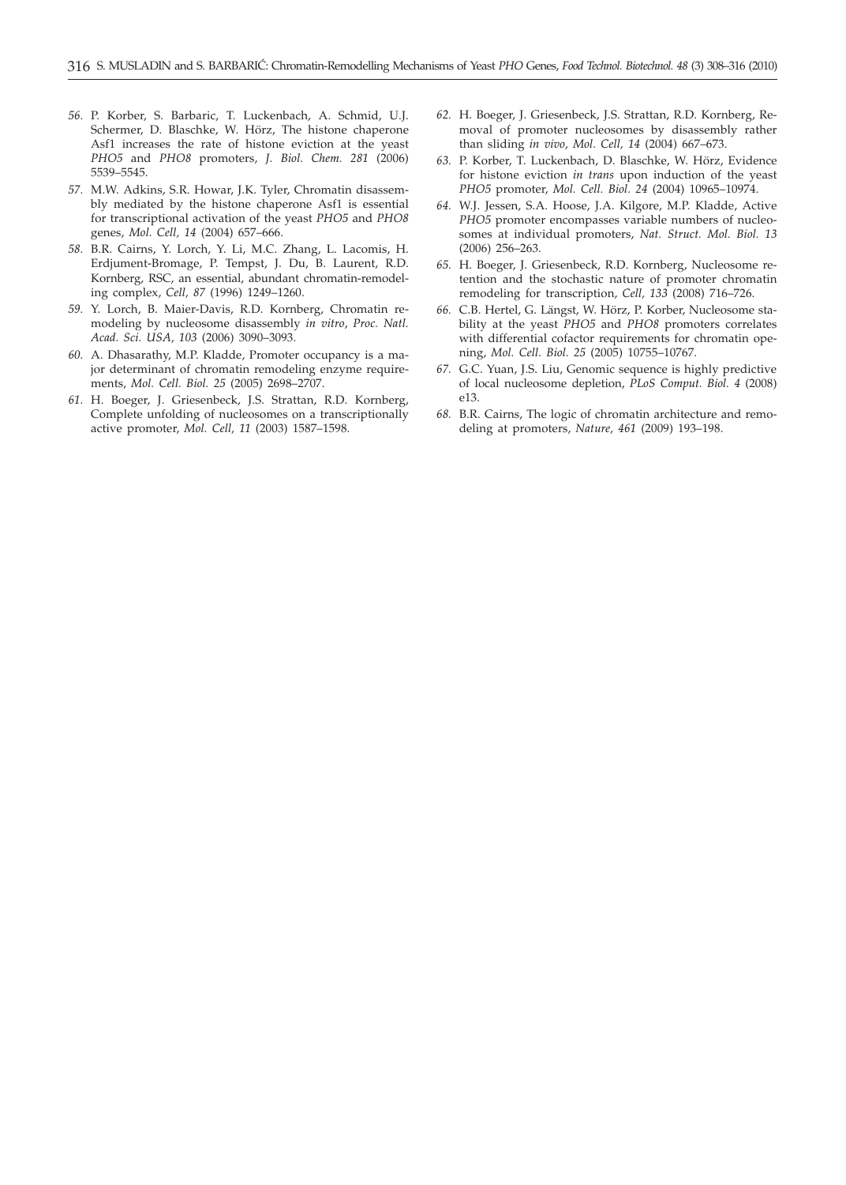56. P. Korber, S. Barbaric, T. Luckenbach, A. Schmid, U.J. Schermer, D. Blaschke, W. Hörz, The histone chaperone Asf1 increases the rate of histone eviction at the yeast *PHO5* and *PHO8* promoters, *J. Biol. Chem. 281* (2006) 5539–5545.

57. M.W. Adkins, S.R. Howar, J.K. Tyler, Chromatin disassembly mediated by the histone chaperone Asf1 is essential for transcriptional activation of the yeast *PHO5* and *PHO8* genes, *Mol. Cell, 14* (2004) 657–666.

58. B.R. Cairns, Y. Lorch, Y. Li, M.C. Zhang, L. Lacomis, H. Erdjument-Bromage, P. Tempst, J. Du, B. Laurent, R.D. Kornberg, RSC, an essential, abundant chromatin-remodeling complex, *Cell, 87* (1996) 1249–1260.

59. Y. Lorch, B. Maier-Davis, R.D. Kornberg, Chromatin remodeling by nucleosome disassembly *in vitro*, *Proc. Natl. Acad. Sci. USA, 103* (2006) 3090–3093.

60. A. Dhasarathy, M.P. Kladde, Promoter occupancy is a major determinant of chromatin remodeling enzyme requirements, *Mol. Cell. Biol. 25* (2005) 2698–2707.

61. H. Boeger, J. Griesenbeck, J.S. Strattan, R.D. Kornberg, Complete unfolding of nucleosomes on a transcriptionally active promoter, *Mol. Cell, 11* (2003) 1587–1598.

62. H. Boeger, J. Griesenbeck, J.S. Strattan, R.D. Kornberg, Removal of promoter nucleosomes by disassembly rather than sliding *in vivo*, *Mol. Cell, 14* (2004) 667–673.

63. P. Korber, T. Luckenbach, D. Blaschke, W. Hörz, Evidence for histone eviction *in trans* upon induction of the yeast *PHO5* promoter, *Mol. Cell. Biol. 24* (2004) 10965–10974.

64. W.J. Jessen, S.A. Hoose, J.A. Kilgore, M.P. Kladde, Active *PHO5* promoter encompasses variable numbers of nucleosomes at individual promoters, *Nat. Struct. Mol. Biol. 13* (2006) 256–263.

65. H. Boeger, J. Griesenbeck, R.D. Kornberg, Nucleosome retention and the stochastic nature of promoter chromatin remodeling for transcription, *Cell, 133* (2008) 716–726.

66. C.B. Hertel, G. Längst, W. Hörz, P. Korber, Nucleosome stability at the yeast *PHO5* and *PHO8* promoters correlates with differential cofactor requirements for chromatin opening, *Mol. Cell. Biol. 25* (2005) 10755–10767.

67. G.C. Yuan, J.S. Liu, Genomic sequence is highly predictive of local nucleosome depletion, *PLoS Comput. Biol. 4* (2008) e13.

68. B.R. Cairns, The logic of chromatin architecture and remodeling at promoters, *Nature, 461* (2009) 193–198.